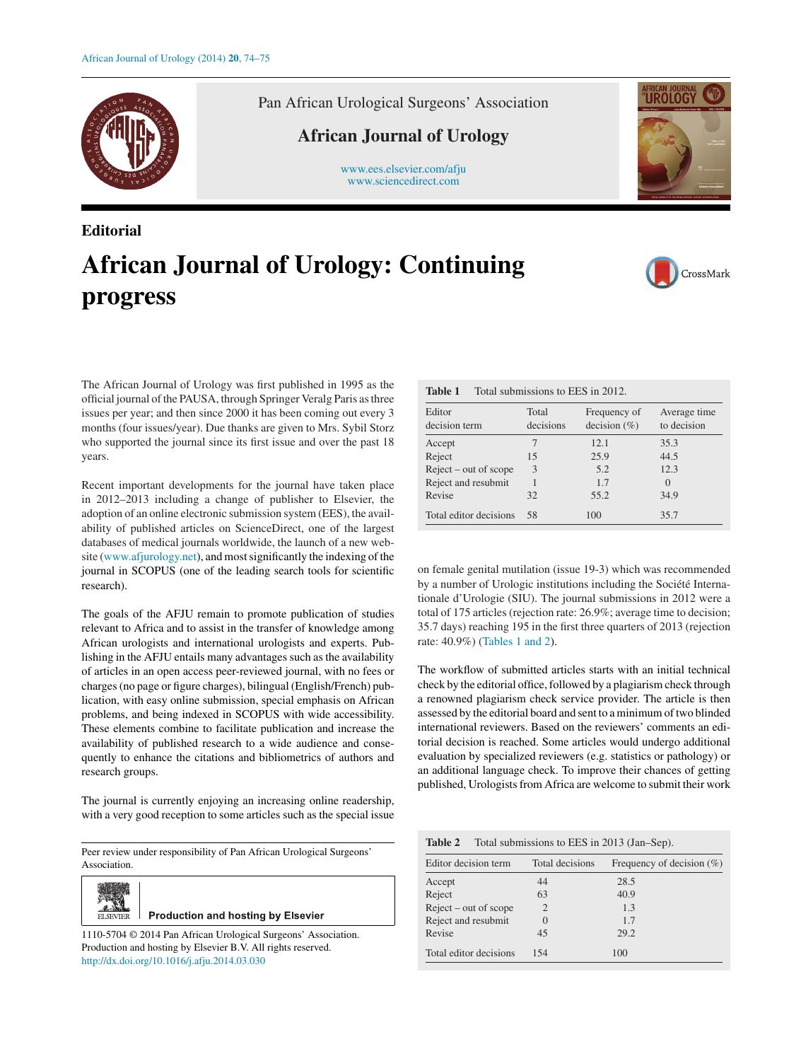Pan African Urological Surgeons' Association

African Journal of Urology

www.ees.elsevier.com/afju
www.sciencedirect.com

**Editorial**

# African Journal of Urology: Continuing progress

The African Journal of Urology was first published in 1995 as the official journal of the PAUSA, through Springer Veralg Paris as three issues per year; and then since 2000 it has been coming out every 3 months (four issues/year). Due thanks are given to Mrs. Sybil Storz who supported the journal since its first issue and over the past 18 years.

Recent important developments for the journal have taken place in 2012–2013 including a change of publisher to Elsevier, the adoption of an online electronic submission system (EES), the availability of published articles on ScienceDirect, one of the largest databases of medical journals worldwide, the launch of a new website (www.afjurology.net), and most significantly the indexing of the journal in SCOPUS (one of the leading search tools for scientific research).

The goals of the AFJU remain to promote publication of studies relevant to Africa and to assist in the transfer of knowledge among African urologists and international urologists and experts. Publishing in the AFJU entails many advantages such as the availability of articles in an open access peer-reviewed journal, with no fees or charges (no page or figure charges), bilingual (English/French) publication, with easy online submission, special emphasis on African problems, and being indexed in SCOPUS with wide accessibility. These elements combine to facilitate publication and increase the availability of published research to a wide audience and consequently to enhance the citations and bibliometrics of authors and research groups.

The journal is currently enjoying an increasing online readership, with a very good reception to some articles such as the special issue on female genital mutilation (issue 19-3) which was recommended by a number of Urologic institutions including the Société Internationale d'Urologie (SIU). The journal submissions in 2012 were a total of 175 articles (rejection rate: 26.9%; average time to decision; 35.7 days) reaching 195 in the first three quarters of 2013 (rejection rate: 40.9%) (Tables 1 and 2).

**Table 1** Total submissions to EES in 2012.

| Editor decision term | Total decisions | Frequency of decision (%) | Average time to decision |
|---|---|---|---|
| Accept | 7 | 12.1 | 35.3 |
| Reject | 15 | 25.9 | 44.5 |
| Reject – out of scope | 3 | 5.2 | 12.3 |
| Reject and resubmit | 1 | 1.7 | 0 |
| Revise | 32 | 55.2 | 34.9 |
| Total editor decisions | 58 | 100 | 35.7 |

The workflow of submitted articles starts with an initial technical check by the editorial office, followed by a plagiarism check through a renowned plagiarism check service provider. The article is then assessed by the editorial board and sent to a minimum of two blinded international reviewers. Based on the reviewers' comments an editorial decision is reached. Some articles would undergo additional evaluation by specialized reviewers (e.g. statistics or pathology) or an additional language check. To improve their chances of getting published, Urologists from Africa are welcome to submit their work

**Table 2** Total submissions to EES in 2013 (Jan–Sep).

| Editor decision term | Total decisions | Frequency of decision (%) |
|---|---|---|
| Accept | 44 | 28.5 |
| Reject | 63 | 40.9 |
| Reject – out of scope | 2 | 1.3 |
| Reject and resubmit | 0 | 1.7 |
| Revise | 45 | 29.2 |
| Total editor decisions | 154 | 100 |

Peer review under responsibility of Pan African Urological Surgeons' Association.

Production and hosting by Elsevier

1110-5704 © 2014 Pan African Urological Surgeons' Association. Production and hosting by Elsevier B.V. All rights reserved.
http://dx.doi.org/10.1016/j.afju.2014.03.030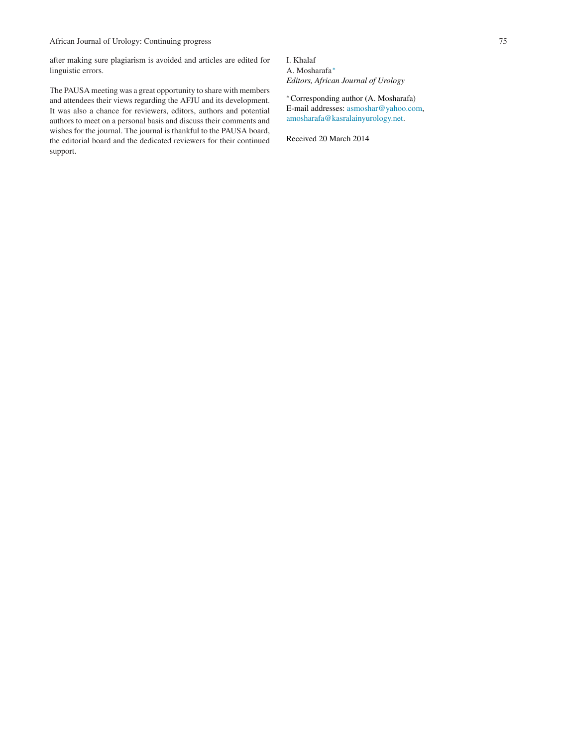after making sure plagiarism is avoided and articles are edited for linguistic errors.

The PAUSA meeting was a great opportunity to share with members and attendees their views regarding the AFJU and its development. It was also a chance for reviewers, editors, authors and potential authors to meet on a personal basis and discuss their comments and wishes for the journal. The journal is thankful to the PAUSA board, the editorial board and the dedicated reviewers for their continued support.

I. Khalaf
A. Mosharafa*
*Editors, African Journal of Urology*

* Corresponding author (A. Mosharafa)
E-mail addresses: asmoshar@yahoo.com, amosharafa@kasralainyurology.net.

Received 20 March 2014